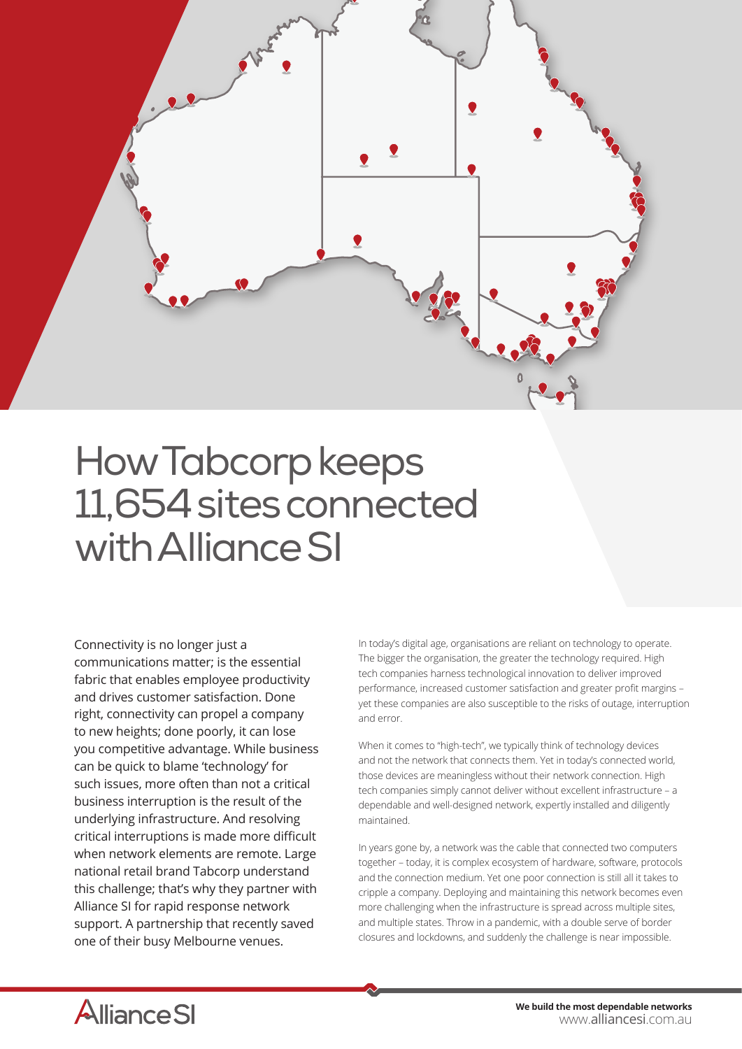# How Tabcorp keeps 11,654 sites connected with Alliance SI

Connectivity is no longer just a communications matter; is the essential fabric that enables employee productivity and drives customer satisfaction. Done right, connectivity can propel a company to new heights; done poorly, it can lose you competitive advantage. While business can be quick to blame 'technology' for such issues, more often than not a critical business interruption is the result of the underlying infrastructure. And resolving critical interruptions is made more difficult when network elements are remote. Large national retail brand Tabcorp understand this challenge; that's why they partner with Alliance SI for rapid response network support. A partnership that recently saved one of their busy Melbourne venues.

In today's digital age, organisations are reliant on technology to operate. The bigger the organisation, the greater the technology required. High tech companies harness technological innovation to deliver improved performance, increased customer satisfaction and greater profit margins – yet these companies are also susceptible to the risks of outage, interruption and error.

When it comes to "high-tech", we typically think of technology devices and not the network that connects them. Yet in today's connected world, those devices are meaningless without their network connection. High tech companies simply cannot deliver without excellent infrastructure – a dependable and well-designed network, expertly installed and diligently maintained.

In years gone by, a network was the cable that connected two computers together – today, it is complex ecosystem of hardware, software, protocols and the connection medium. Yet one poor connection is still all it takes to cripple a company. Deploying and maintaining this network becomes even more challenging when the infrastructure is spread across multiple sites, and multiple states. Throw in a pandemic, with a double serve of border closures and lockdowns, and suddenly the challenge is near impossible.

Alliance SI

**We build the most dependable networks**
www.alliancesi.com.au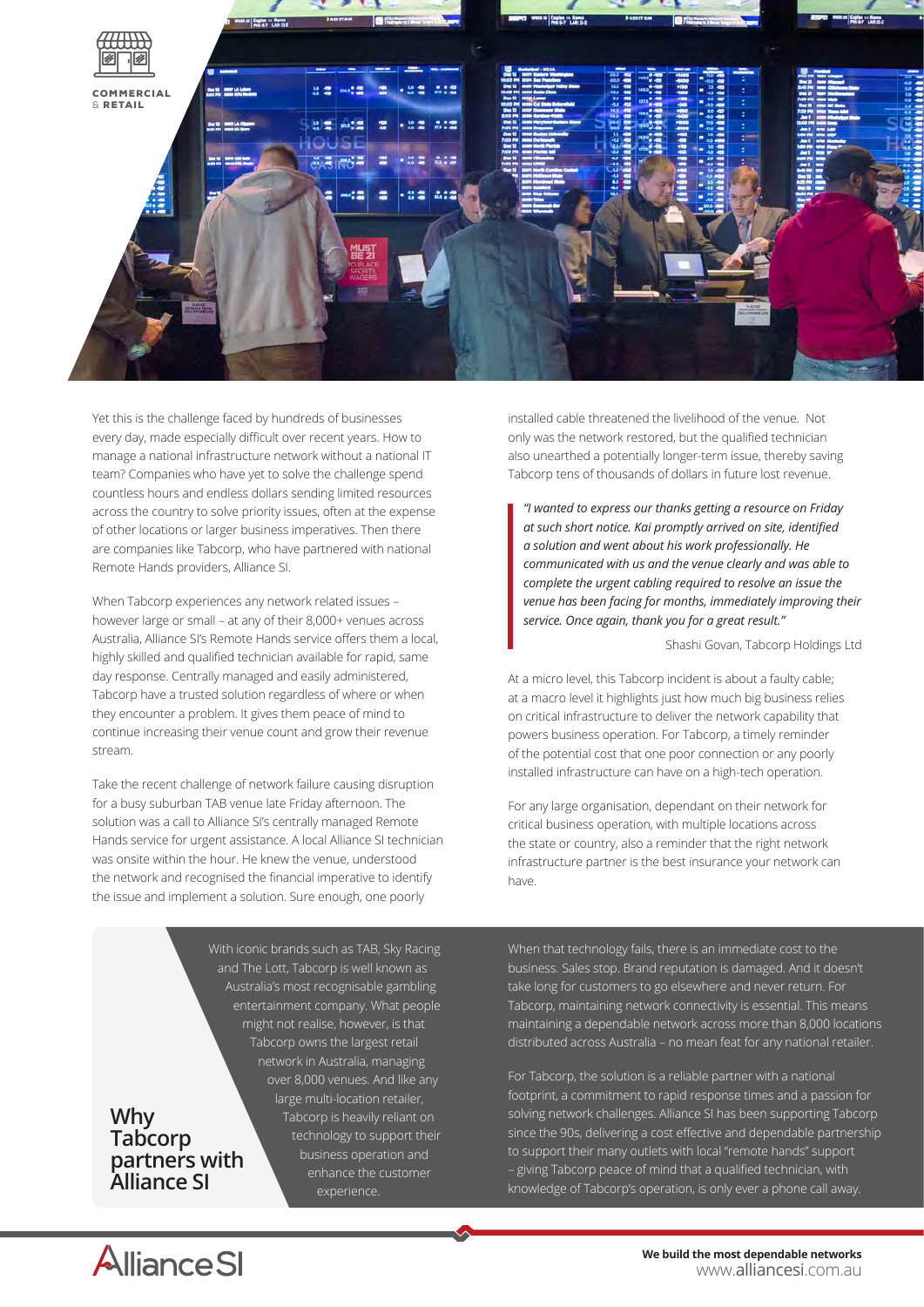Yet this is the challenge faced by hundreds of businesses every day, made especially difficult over recent years. How to manage a national infrastructure network without a national IT team? Companies who have yet to solve the challenge spend countless hours and endless dollars sending limited resources across the country to solve priority issues, often at the expense of other locations or larger business imperatives. Then there are companies like Tabcorp, who have partnered with national Remote Hands providers, Alliance SI.

When Tabcorp experiences any network related issues – however large or small – at any of their 8,000+ venues across Australia, Alliance SI's Remote Hands service offers them a local, highly skilled and qualified technician available for rapid, same day response. Centrally managed and easily administered, Tabcorp have a trusted solution regardless of where or when they encounter a problem. It gives them peace of mind to continue increasing their venue count and grow their revenue stream.

Take the recent challenge of network failure causing disruption for a busy suburban TAB venue late Friday afternoon. The solution was a call to Alliance SI's centrally managed Remote Hands service for urgent assistance. A local Alliance SI technician was onsite within the hour. He knew the venue, understood the network and recognised the financial imperative to identify the issue and implement a solution. Sure enough, one poorly installed cable threatened the livelihood of the venue. Not only was the network restored, but the qualified technician also unearthed a potentially longer-term issue, thereby saving Tabcorp tens of thousands of dollars in future lost revenue.

> *"I wanted to express our thanks getting a resource on Friday at such short notice. Kai promptly arrived on site, identified a solution and went about his work professionally. He communicated with us and the venue clearly and was able to complete the urgent cabling required to resolve an issue the venue has been facing for months, immediately improving their service. Once again, thank you for a great result."*
>
> Shashi Govan, Tabcorp Holdings Ltd

At a micro level, this Tabcorp incident is about a faulty cable; at a macro level it highlights just how much big business relies on critical infrastructure to deliver the network capability that powers business operation. For Tabcorp, a timely reminder of the potential cost that one poor connection or any poorly installed infrastructure can have on a high-tech operation.

For any large organisation, dependant on their network for critical business operation, with multiple locations across the state or country, also a reminder that the right network infrastructure partner is the best insurance your network can have.

## Why Tabcorp partners with Alliance SI

With iconic brands such as TAB, Sky Racing and The Lott, Tabcorp is well known as Australia's most recognisable gambling entertainment company. What people might not realise, however, is that Tabcorp owns the largest retail network in Australia, managing over 8,000 venues. And like any large multi-location retailer, Tabcorp is heavily reliant on technology to support their business operation and enhance the customer experience.

When that technology fails, there is an immediate cost to the business. Sales stop. Brand reputation is damaged. And it doesn't take long for customers to go elsewhere and never return. For Tabcorp, maintaining network connectivity is essential. This means maintaining a dependable network across more than 8,000 locations distributed across Australia – no mean feat for any national retailer.

For Tabcorp, the solution is a reliable partner with a national footprint, a commitment to rapid response times and a passion for solving network challenges. Alliance SI has been supporting Tabcorp since the 90s, delivering a cost effective and dependable partnership to support their many outlets with local "remote hands" support – giving Tabcorp peace of mind that a qualified technician, with knowledge of Tabcorp's operation, is only ever a phone call away.

**We build the most dependable networks**
www.alliancesi.com.au